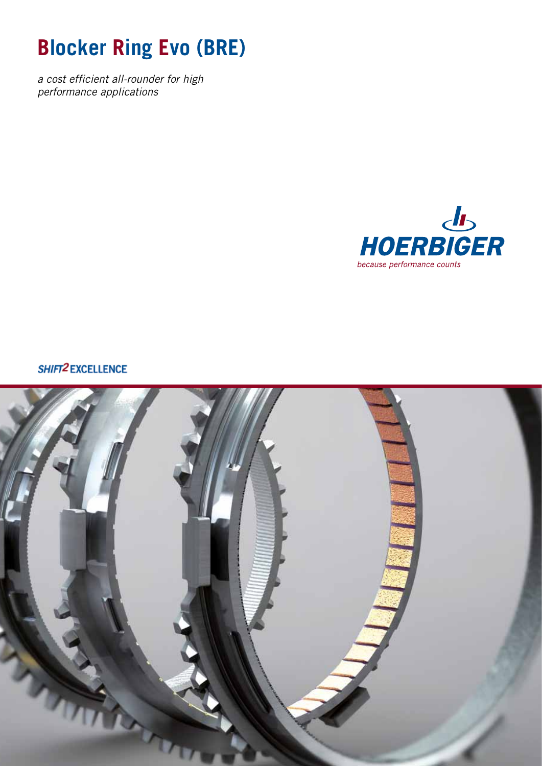# Blocker Ring Evo (BRE)

*a cost efficient all-rounder for high performance applications*

HOERBIGER

*because performance counts*

SHIFT2 EXCELLENCE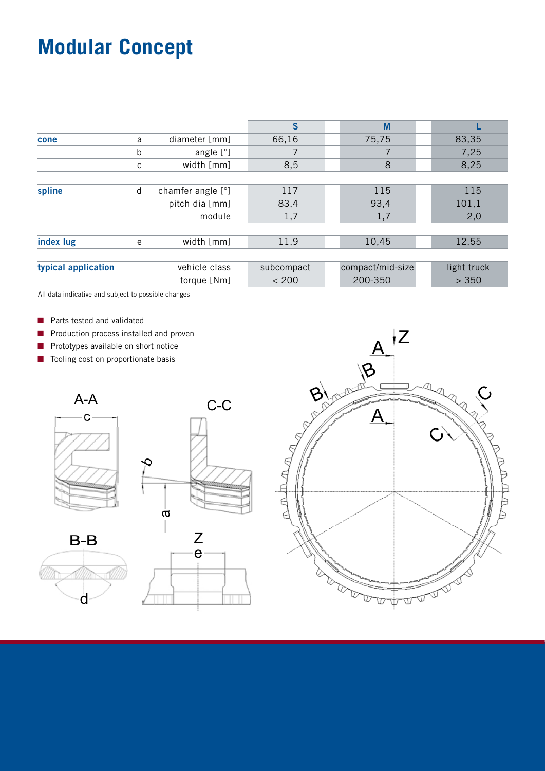# Modular Concept

| | | | S | M | L |
|---|---|---|---|---|---|
| **cone** | a | diameter [mm] | 66,16 | 75,75 | 83,35 |
| | b | angle [°] | 7 | 7 | 7,25 |
| | c | width [mm] | 8,5 | 8 | 8,25 |
| **spline** | d | chamfer angle [°] | 117 | 115 | 115 |
| | | pitch dia [mm] | 83,4 | 93,4 | 101,1 |
| | | module | 1,7 | 1,7 | 2,0 |
| **index lug** | e | width [mm] | 11,9 | 10,45 | 12,55 |
| **typical application** | | vehicle class | subcompact | compact/mid-size | light truck |
| | | torque [Nm] | < 200 | 200-350 | > 350 |

All data indicative and subject to possible changes

- Parts tested and validated
- Production process installed and proven
- Prototypes available on short notice
- Tooling cost on proportionate basis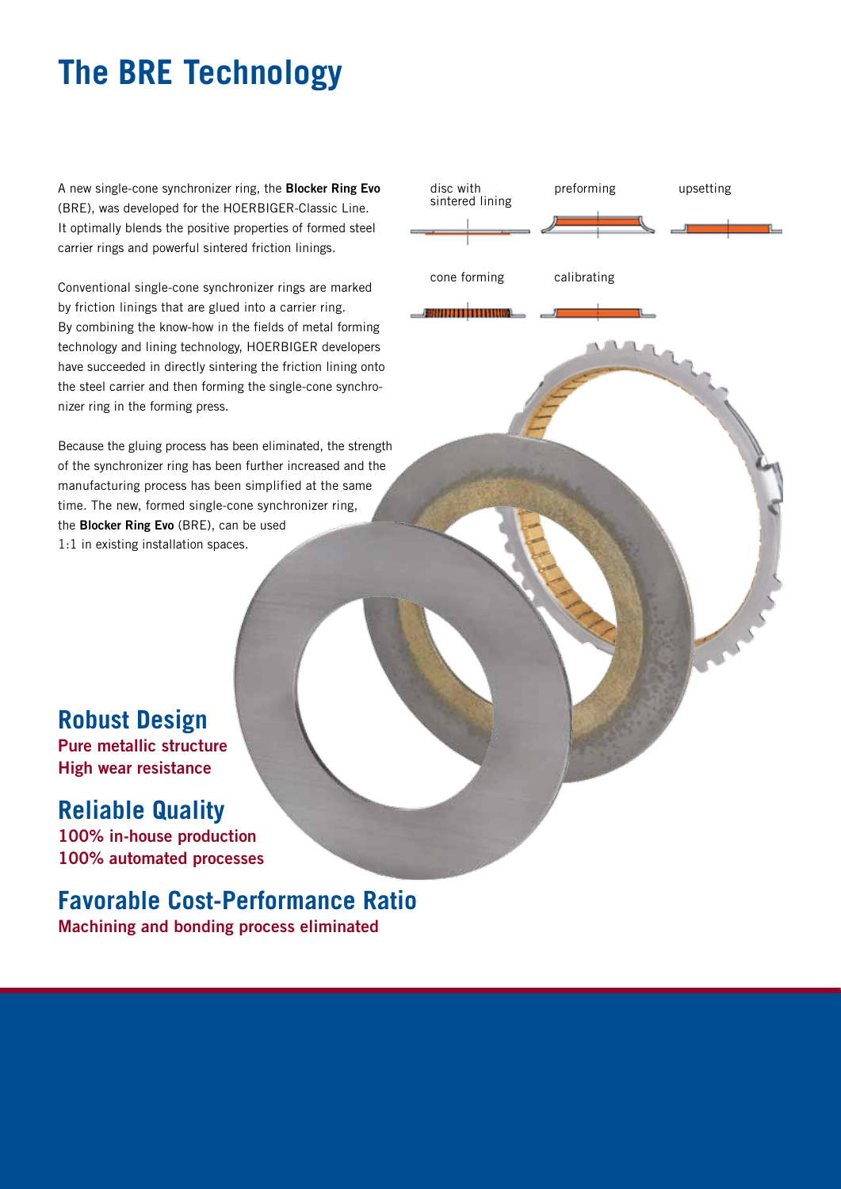# The BRE Technology

A new single-cone synchronizer ring, the **Blocker Ring Evo** (BRE), was developed for the HOERBIGER-Classic Line. It optimally blends the positive properties of formed steel carrier rings and powerful sintered friction linings.

Conventional single-cone synchronizer rings are marked by friction linings that are glued into a carrier ring. By combining the know-how in the fields of metal forming technology and lining technology, HOERBIGER developers have succeeded in directly sintering the friction lining onto the steel carrier and then forming the single-cone synchronizer ring in the forming press.

Because the gluing process has been eliminated, the strength of the synchronizer ring has been further increased and the manufacturing process has been simplified at the same time. The new, formed single-cone synchronizer ring, the **Blocker Ring Evo** (BRE), can be used 1:1 in existing installation spaces.

disc with sintered lining

preforming

upsetting

cone forming

calibrating

## Robust Design

**Pure metallic structure**
**High wear resistance**

## Reliable Quality

**100% in-house production**
**100% automated processes**

## Favorable Cost-Performance Ratio

**Machining and bonding process eliminated**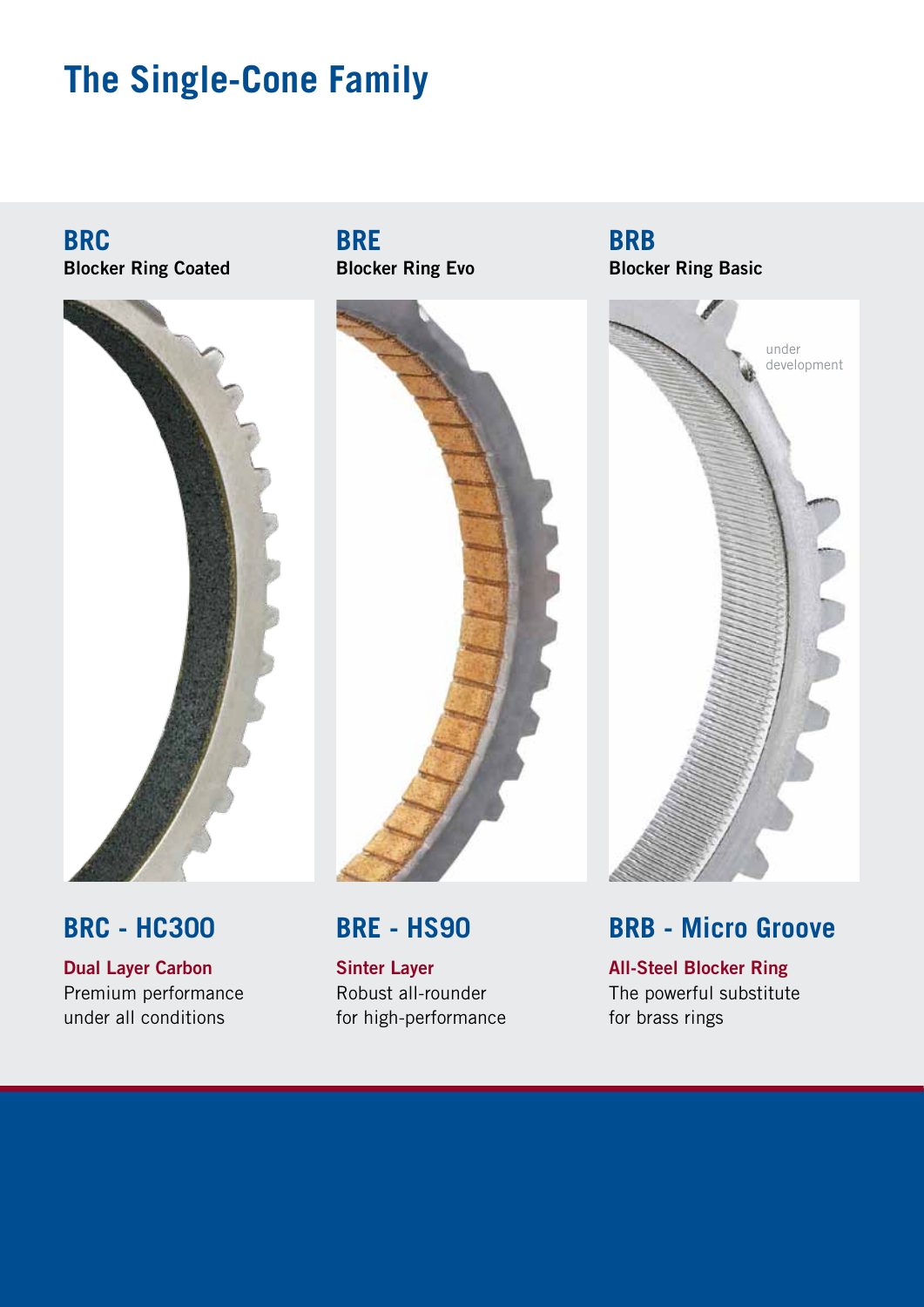# The Single-Cone Family

## BRC
**Blocker Ring Coated**

## BRC - HC300

**Dual Layer Carbon**

Premium performance
under all conditions

## BRE
**Blocker Ring Evo**

## BRE - HS90

**Sinter Layer**

Robust all-rounder
for high-performance

## BRB
**Blocker Ring Basic**

under development

## BRB - Micro Groove

**All-Steel Blocker Ring**

The powerful substitute
for brass rings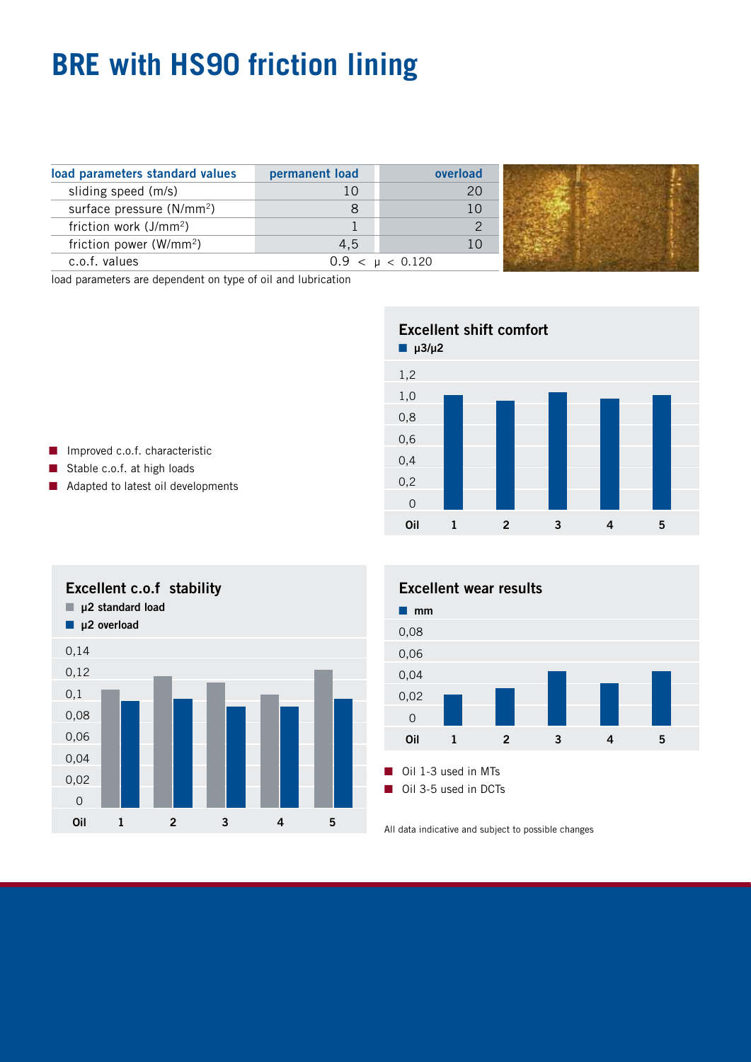# BRE with HS90 friction lining

| load parameters standard values | permanent load | overload |
|---|---|---|
| sliding speed (m/s) | 10 | 20 |
| surface pressure (N/mm²) | 8 | 10 |
| friction work (J/mm²) | 1 | 2 |
| friction power (W/mm²) | 4,5 | 10 |
| c.o.f. values | 0.9 < μ < 0.120 | |

load parameters are dependent on type of oil and lubrication

- Improved c.o.f. characteristic
- Stable c.o.f. at high loads
- Adapted to latest oil developments

## Excellent shift comfort

■ μ3/μ2

| Oil | 1 | 2 | 3 | 4 | 5 |
|---|---|---|---|---|---|

## Excellent c.o.f stability

■ μ2 standard load
■ μ2 overload

| Oil | 1 | 2 | 3 | 4 | 5 |
|---|---|---|---|---|---|

## Excellent wear results

■ mm

| Oil | 1 | 2 | 3 | 4 | 5 |
|---|---|---|---|---|---|

- Oil 1-3 used in MTs
- Oil 3-5 used in DCTs

All data indicative and subject to possible changes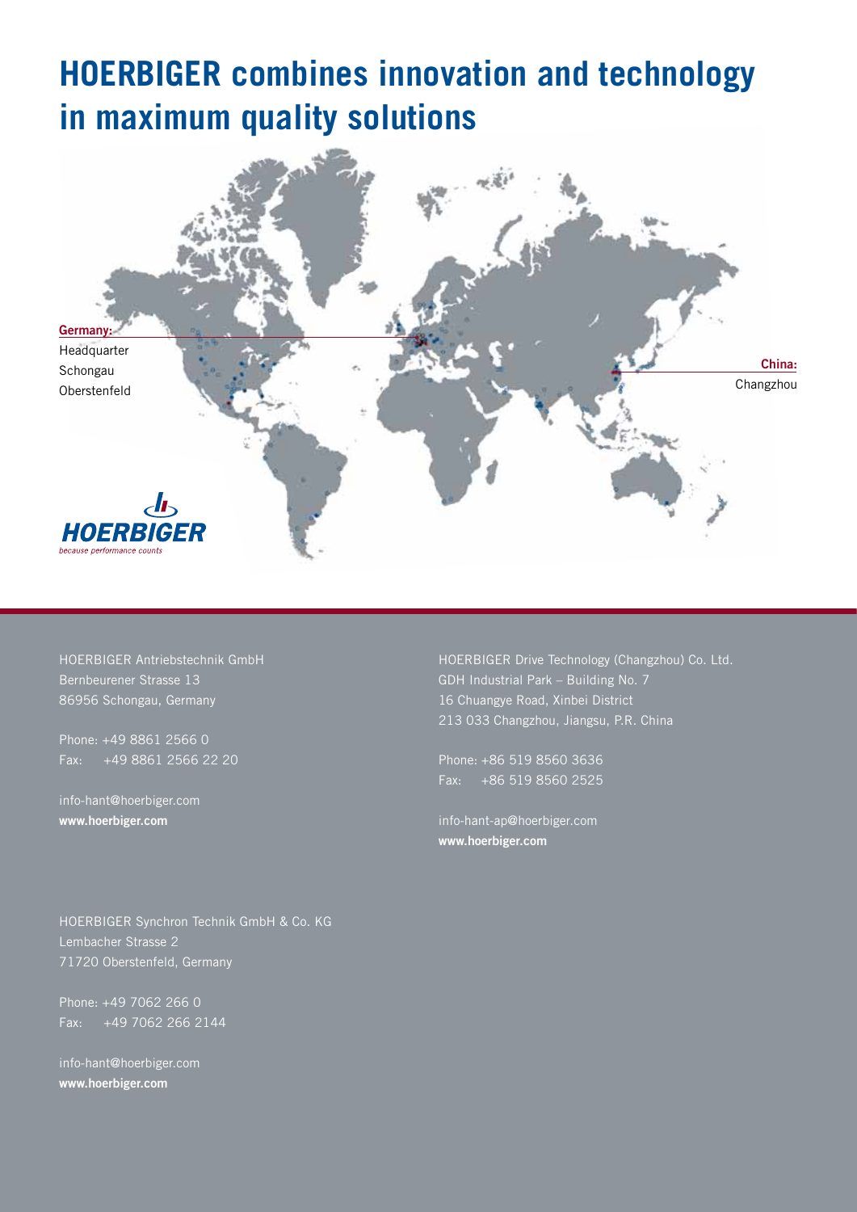# HOERBIGER combines innovation and technology in maximum quality solutions

**Germany:**
Headquarter
Schongau
Oberstenfeld

**China:**
Changzhou

**HOERBIGER**
*because performance counts*

HOERBIGER Antriebstechnik GmbH
Bernbeurener Strasse 13
86956 Schongau, Germany

Phone: +49 8861 2566 0
Fax: +49 8861 2566 22 20

info-hant@hoerbiger.com
**www.hoerbiger.com**

HOERBIGER Synchron Technik GmbH & Co. KG
Lembacher Strasse 2
71720 Oberstenfeld, Germany

Phone: +49 7062 266 0
Fax: +49 7062 266 2144

info-hant@hoerbiger.com
**www.hoerbiger.com**

HOERBIGER Drive Technology (Changzhou) Co. Ltd.
GDH Industrial Park – Building No. 7
16 Chuangye Road, Xinbei District
213 033 Changzhou, Jiangsu, P.R. China

Phone: +86 519 8560 3636
Fax: +86 519 8560 2525

info-hant-ap@hoerbiger.com
**www.hoerbiger.com**